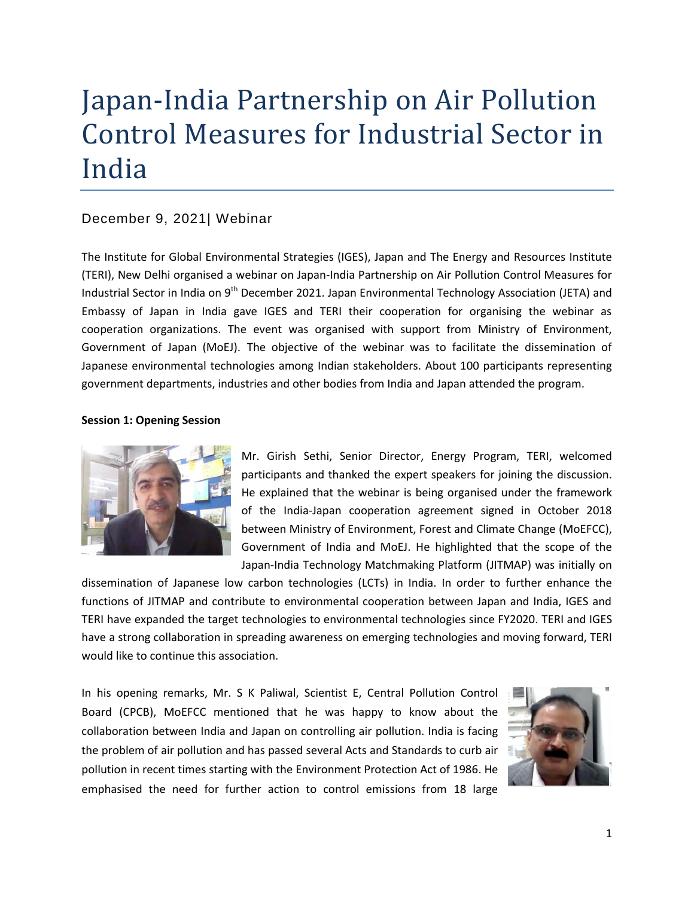# Japan-India Partnership on Air Pollution Control Measures for Industrial Sector in India

December 9, 2021| Webinar

The Institute for Global Environmental Strategies (IGES), Japan and The Energy and Resources Institute (TERI), New Delhi organised a webinar on Japan-India Partnership on Air Pollution Control Measures for Industrial Sector in India on 9th December 2021. Japan Environmental Technology Association (JETA) and Embassy of Japan in India gave IGES and TERI their cooperation for organising the webinar as cooperation organizations. The event was organised with support from Ministry of Environment, Government of Japan (MoEJ). The objective of the webinar was to facilitate the dissemination of Japanese environmental technologies among Indian stakeholders. About 100 participants representing government departments, industries and other bodies from India and Japan attended the program.

**Session 1: Opening Session**

Mr. Girish Sethi, Senior Director, Energy Program, TERI, welcomed participants and thanked the expert speakers for joining the discussion. He explained that the webinar is being organised under the framework of the India-Japan cooperation agreement signed in October 2018 between Ministry of Environment, Forest and Climate Change (MoEFCC), Government of India and MoEJ. He highlighted that the scope of the Japan-India Technology Matchmaking Platform (JITMAP) was initially on dissemination of Japanese low carbon technologies (LCTs) in India. In order to further enhance the functions of JITMAP and contribute to environmental cooperation between Japan and India, IGES and TERI have expanded the target technologies to environmental technologies since FY2020. TERI and IGES have a strong collaboration in spreading awareness on emerging technologies and moving forward, TERI would like to continue this association.

In his opening remarks, Mr. S K Paliwal, Scientist E, Central Pollution Control Board (CPCB), MoEFCC mentioned that he was happy to know about the collaboration between India and Japan on controlling air pollution. India is facing the problem of air pollution and has passed several Acts and Standards to curb air pollution in recent times starting with the Environment Protection Act of 1986. He emphasised the need for further action to control emissions from 18 large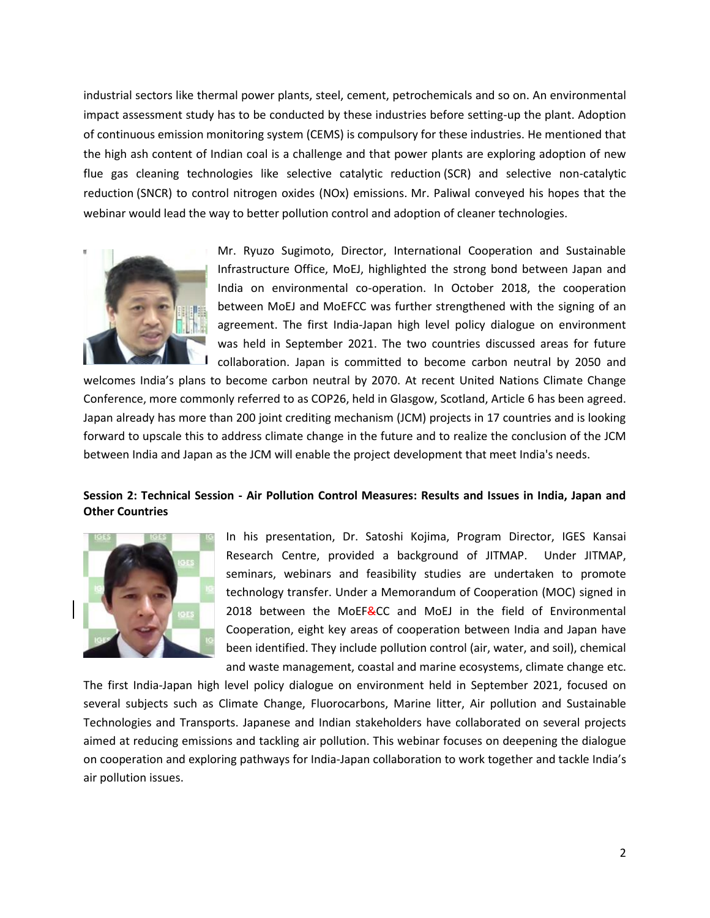industrial sectors like thermal power plants, steel, cement, petrochemicals and so on. An environmental impact assessment study has to be conducted by these industries before setting-up the plant. Adoption of continuous emission monitoring system (CEMS) is compulsory for these industries. He mentioned that the high ash content of Indian coal is a challenge and that power plants are exploring adoption of new flue gas cleaning technologies like selective catalytic reduction (SCR) and selective non-catalytic reduction (SNCR) to control nitrogen oxides (NOx) emissions. Mr. Paliwal conveyed his hopes that the webinar would lead the way to better pollution control and adoption of cleaner technologies.

Mr. Ryuzo Sugimoto, Director, International Cooperation and Sustainable Infrastructure Office, MoEJ, highlighted the strong bond between Japan and India on environmental co-operation. In October 2018, the cooperation between MoEJ and MoEFCC was further strengthened with the signing of an agreement. The first India-Japan high level policy dialogue on environment was held in September 2021. The two countries discussed areas for future collaboration. Japan is committed to become carbon neutral by 2050 and welcomes India's plans to become carbon neutral by 2070. At recent United Nations Climate Change Conference, more commonly referred to as COP26, held in Glasgow, Scotland, Article 6 has been agreed. Japan already has more than 200 joint crediting mechanism (JCM) projects in 17 countries and is looking forward to upscale this to address climate change in the future and to realize the conclusion of the JCM between India and Japan as the JCM will enable the project development that meet India's needs.

**Session 2: Technical Session - Air Pollution Control Measures: Results and Issues in India, Japan and Other Countries**

In his presentation, Dr. Satoshi Kojima, Program Director, IGES Kansai Research Centre, provided a background of JITMAP. Under JITMAP, seminars, webinars and feasibility studies are undertaken to promote technology transfer. Under a Memorandum of Cooperation (MOC) signed in 2018 between the MoEF&CC and MoEJ in the field of Environmental Cooperation, eight key areas of cooperation between India and Japan have been identified. They include pollution control (air, water, and soil), chemical and waste management, coastal and marine ecosystems, climate change etc. The first India-Japan high level policy dialogue on environment held in September 2021, focused on several subjects such as Climate Change, Fluorocarbons, Marine litter, Air pollution and Sustainable Technologies and Transports. Japanese and Indian stakeholders have collaborated on several projects aimed at reducing emissions and tackling air pollution. This webinar focuses on deepening the dialogue on cooperation and exploring pathways for India-Japan collaboration to work together and tackle India's air pollution issues.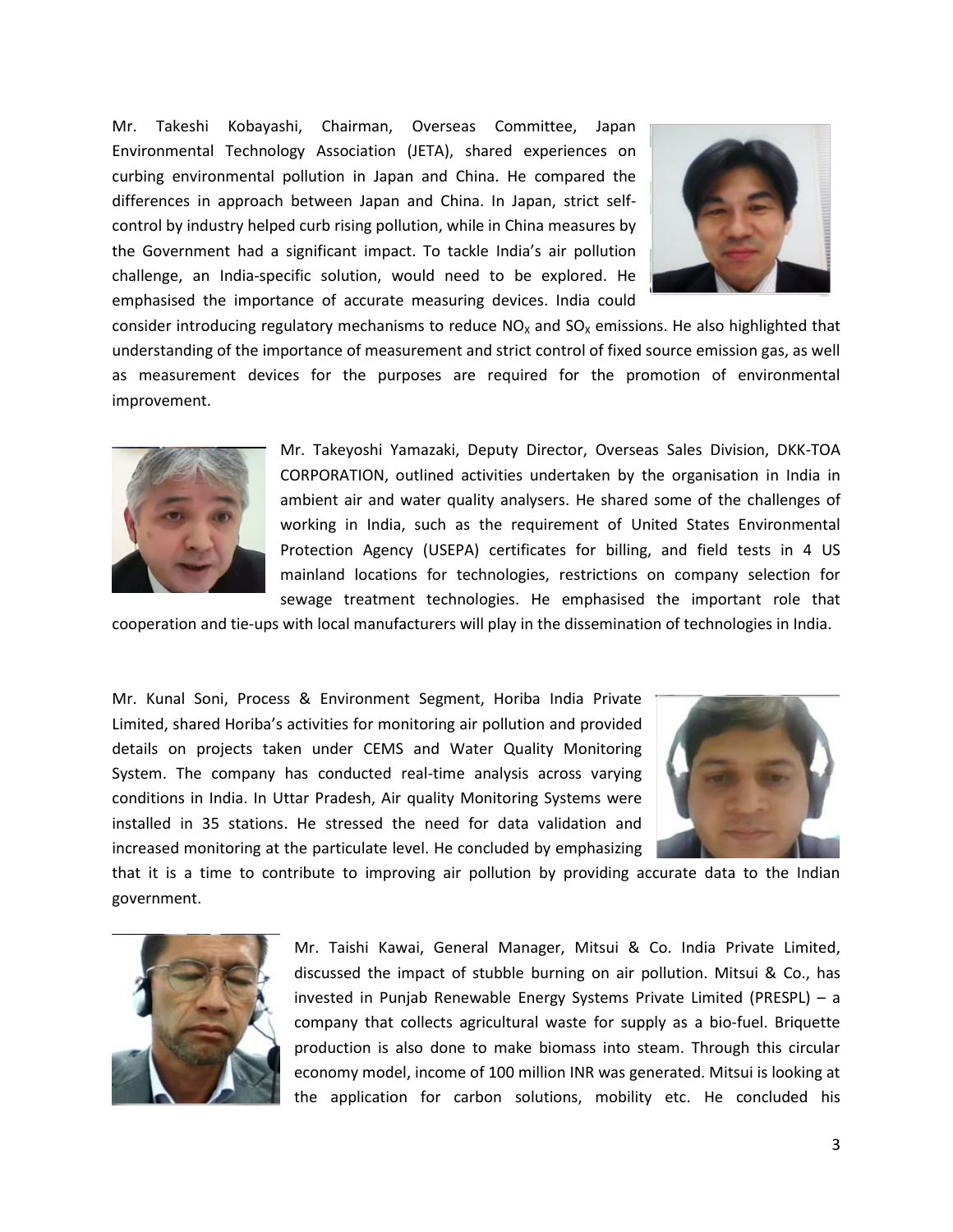Mr. Takeshi Kobayashi, Chairman, Overseas Committee, Japan Environmental Technology Association (JETA), shared experiences on curbing environmental pollution in Japan and China. He compared the differences in approach between Japan and China. In Japan, strict self-control by industry helped curb rising pollution, while in China measures by the Government had a significant impact. To tackle India's air pollution challenge, an India-specific solution, would need to be explored. He emphasised the importance of accurate measuring devices. India could consider introducing regulatory mechanisms to reduce $NO_x$ and $SO_x$ emissions. He also highlighted that understanding of the importance of measurement and strict control of fixed source emission gas, as well as measurement devices for the purposes are required for the promotion of environmental improvement.

Mr. Takeyoshi Yamazaki, Deputy Director, Overseas Sales Division, DKK-TOA CORPORATION, outlined activities undertaken by the organisation in India in ambient air and water quality analysers. He shared some of the challenges of working in India, such as the requirement of United States Environmental Protection Agency (USEPA) certificates for billing, and field tests in 4 US mainland locations for technologies, restrictions on company selection for sewage treatment technologies. He emphasised the important role that cooperation and tie-ups with local manufacturers will play in the dissemination of technologies in India.

Mr. Kunal Soni, Process & Environment Segment, Horiba India Private Limited, shared Horiba's activities for monitoring air pollution and provided details on projects taken under CEMS and Water Quality Monitoring System. The company has conducted real-time analysis across varying conditions in India. In Uttar Pradesh, Air quality Monitoring Systems were installed in 35 stations. He stressed the need for data validation and increased monitoring at the particulate level. He concluded by emphasizing that it is a time to contribute to improving air pollution by providing accurate data to the Indian government.

Mr. Taishi Kawai, General Manager, Mitsui & Co. India Private Limited, discussed the impact of stubble burning on air pollution. Mitsui & Co., has invested in Punjab Renewable Energy Systems Private Limited (PRESPL) – a company that collects agricultural waste for supply as a bio-fuel. Briquette production is also done to make biomass into steam. Through this circular economy model, income of 100 million INR was generated. Mitsui is looking at the application for carbon solutions, mobility etc. He concluded his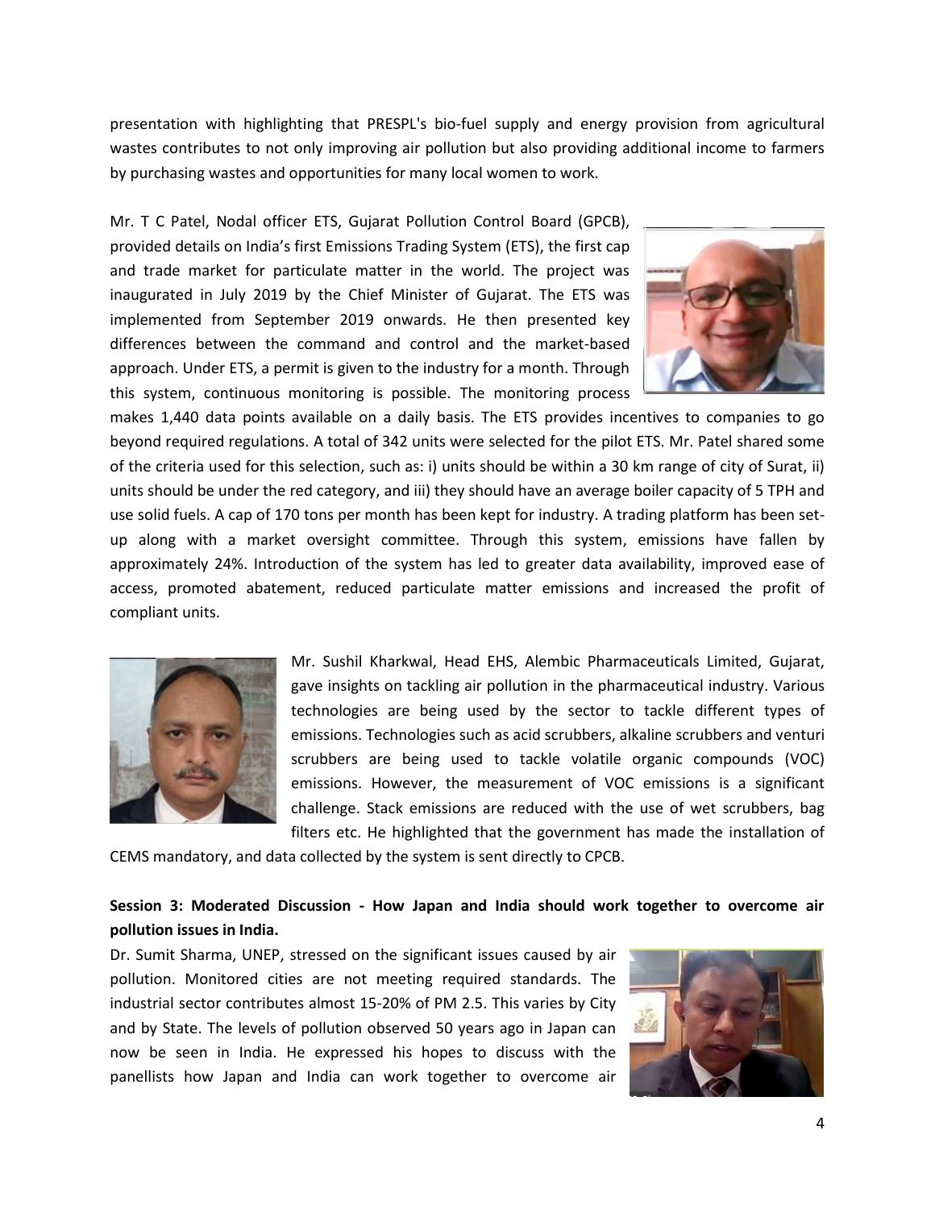presentation with highlighting that PRESPL's bio-fuel supply and energy provision from agricultural wastes contributes to not only improving air pollution but also providing additional income to farmers by purchasing wastes and opportunities for many local women to work.

Mr. T C Patel, Nodal officer ETS, Gujarat Pollution Control Board (GPCB), provided details on India's first Emissions Trading System (ETS), the first cap and trade market for particulate matter in the world. The project was inaugurated in July 2019 by the Chief Minister of Gujarat. The ETS was implemented from September 2019 onwards. He then presented key differences between the command and control and the market-based approach. Under ETS, a permit is given to the industry for a month. Through this system, continuous monitoring is possible. The monitoring process makes 1,440 data points available on a daily basis. The ETS provides incentives to companies to go beyond required regulations. A total of 342 units were selected for the pilot ETS. Mr. Patel shared some of the criteria used for this selection, such as: i) units should be within a 30 km range of city of Surat, ii) units should be under the red category, and iii) they should have an average boiler capacity of 5 TPH and use solid fuels. A cap of 170 tons per month has been kept for industry. A trading platform has been set-up along with a market oversight committee. Through this system, emissions have fallen by approximately 24%. Introduction of the system has led to greater data availability, improved ease of access, promoted abatement, reduced particulate matter emissions and increased the profit of compliant units.

Mr. Sushil Kharkwal, Head EHS, Alembic Pharmaceuticals Limited, Gujarat, gave insights on tackling air pollution in the pharmaceutical industry. Various technologies are being used by the sector to tackle different types of emissions. Technologies such as acid scrubbers, alkaline scrubbers and venturi scrubbers are being used to tackle volatile organic compounds (VOC) emissions. However, the measurement of VOC emissions is a significant challenge. Stack emissions are reduced with the use of wet scrubbers, bag filters etc. He highlighted that the government has made the installation of CEMS mandatory, and data collected by the system is sent directly to CPCB.

**Session 3: Moderated Discussion - How Japan and India should work together to overcome air pollution issues in India.**

Dr. Sumit Sharma, UNEP, stressed on the significant issues caused by air pollution. Monitored cities are not meeting required standards. The industrial sector contributes almost 15-20% of PM 2.5. This varies by City and by State. The levels of pollution observed 50 years ago in Japan can now be seen in India. He expressed his hopes to discuss with the panellists how Japan and India can work together to overcome air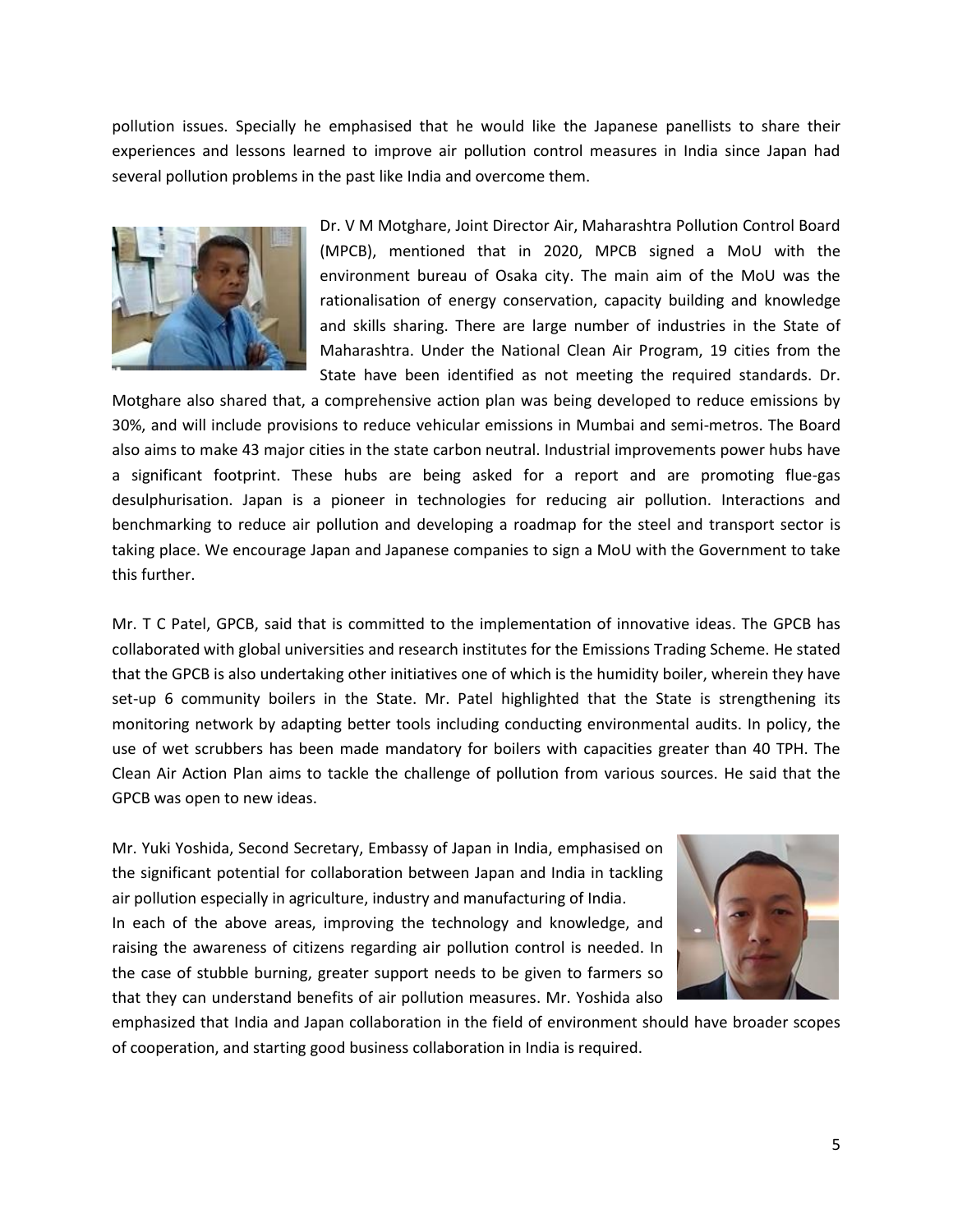pollution issues. Specially he emphasised that he would like the Japanese panellists to share their experiences and lessons learned to improve air pollution control measures in India since Japan had several pollution problems in the past like India and overcome them.

Dr. V M Motghare, Joint Director Air, Maharashtra Pollution Control Board (MPCB), mentioned that in 2020, MPCB signed a MoU with the environment bureau of Osaka city. The main aim of the MoU was the rationalisation of energy conservation, capacity building and knowledge and skills sharing. There are large number of industries in the State of Maharashtra. Under the National Clean Air Program, 19 cities from the State have been identified as not meeting the required standards. Dr. Motghare also shared that, a comprehensive action plan was being developed to reduce emissions by 30%, and will include provisions to reduce vehicular emissions in Mumbai and semi-metros. The Board also aims to make 43 major cities in the state carbon neutral. Industrial improvements power hubs have a significant footprint. These hubs are being asked for a report and are promoting flue-gas desulphurisation. Japan is a pioneer in technologies for reducing air pollution. Interactions and benchmarking to reduce air pollution and developing a roadmap for the steel and transport sector is taking place. We encourage Japan and Japanese companies to sign a MoU with the Government to take this further.

Mr. T C Patel, GPCB, said that is committed to the implementation of innovative ideas. The GPCB has collaborated with global universities and research institutes for the Emissions Trading Scheme. He stated that the GPCB is also undertaking other initiatives one of which is the humidity boiler, wherein they have set-up 6 community boilers in the State. Mr. Patel highlighted that the State is strengthening its monitoring network by adapting better tools including conducting environmental audits. In policy, the use of wet scrubbers has been made mandatory for boilers with capacities greater than 40 TPH. The Clean Air Action Plan aims to tackle the challenge of pollution from various sources. He said that the GPCB was open to new ideas.

Mr. Yuki Yoshida, Second Secretary, Embassy of Japan in India, emphasised on the significant potential for collaboration between Japan and India in tackling air pollution especially in agriculture, industry and manufacturing of India.
In each of the above areas, improving the technology and knowledge, and raising the awareness of citizens regarding air pollution control is needed. In the case of stubble burning, greater support needs to be given to farmers so that they can understand benefits of air pollution measures. Mr. Yoshida also emphasized that India and Japan collaboration in the field of environment should have broader scopes of cooperation, and starting good business collaboration in India is required.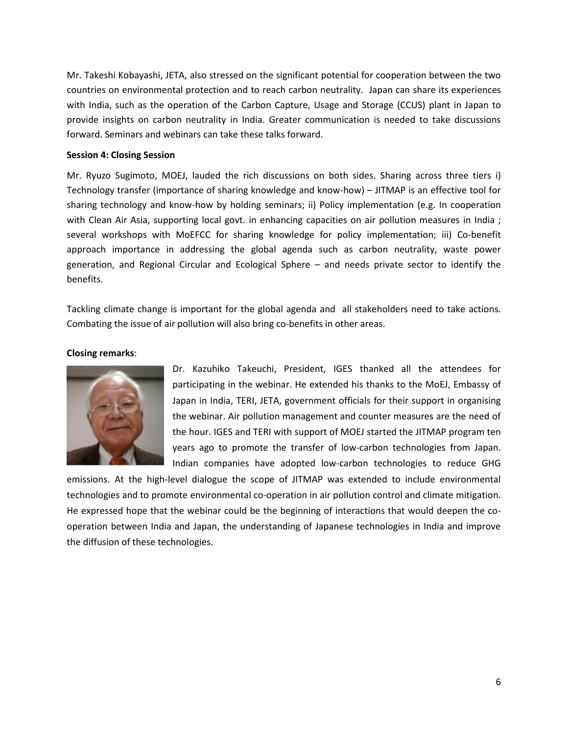Mr. Takeshi Kobayashi, JETA, also stressed on the significant potential for cooperation between the two countries on environmental protection and to reach carbon neutrality. Japan can share its experiences with India, such as the operation of the Carbon Capture, Usage and Storage (CCUS) plant in Japan to provide insights on carbon neutrality in India. Greater communication is needed to take discussions forward. Seminars and webinars can take these talks forward.

**Session 4: Closing Session**

Mr. Ryuzo Sugimoto, MOEJ, lauded the rich discussions on both sides. Sharing across three tiers i) Technology transfer (importance of sharing knowledge and know-how) – JITMAP is an effective tool for sharing technology and know-how by holding seminars; ii) Policy implementation (e.g. In cooperation with Clean Air Asia, supporting local govt. in enhancing capacities on air pollution measures in India ; several workshops with MoEFCC for sharing knowledge for policy implementation; iii) Co-benefit approach importance in addressing the global agenda such as carbon neutrality, waste power generation, and Regional Circular and Ecological Sphere – and needs private sector to identify the benefits.

Tackling climate change is important for the global agenda and all stakeholders need to take actions. Combating the issue of air pollution will also bring co-benefits in other areas.

**Closing remarks**:

Dr. Kazuhiko Takeuchi, President, IGES thanked all the attendees for participating in the webinar. He extended his thanks to the MoEJ, Embassy of Japan in India, TERI, JETA, government officials for their support in organising the webinar. Air pollution management and counter measures are the need of the hour. IGES and TERI with support of MOEJ started the JITMAP program ten years ago to promote the transfer of low-carbon technologies from Japan. Indian companies have adopted low-carbon technologies to reduce GHG emissions. At the high-level dialogue the scope of JITMAP was extended to include environmental technologies and to promote environmental co-operation in air pollution control and climate mitigation. He expressed hope that the webinar could be the beginning of interactions that would deepen the co-operation between India and Japan, the understanding of Japanese technologies in India and improve the diffusion of these technologies.